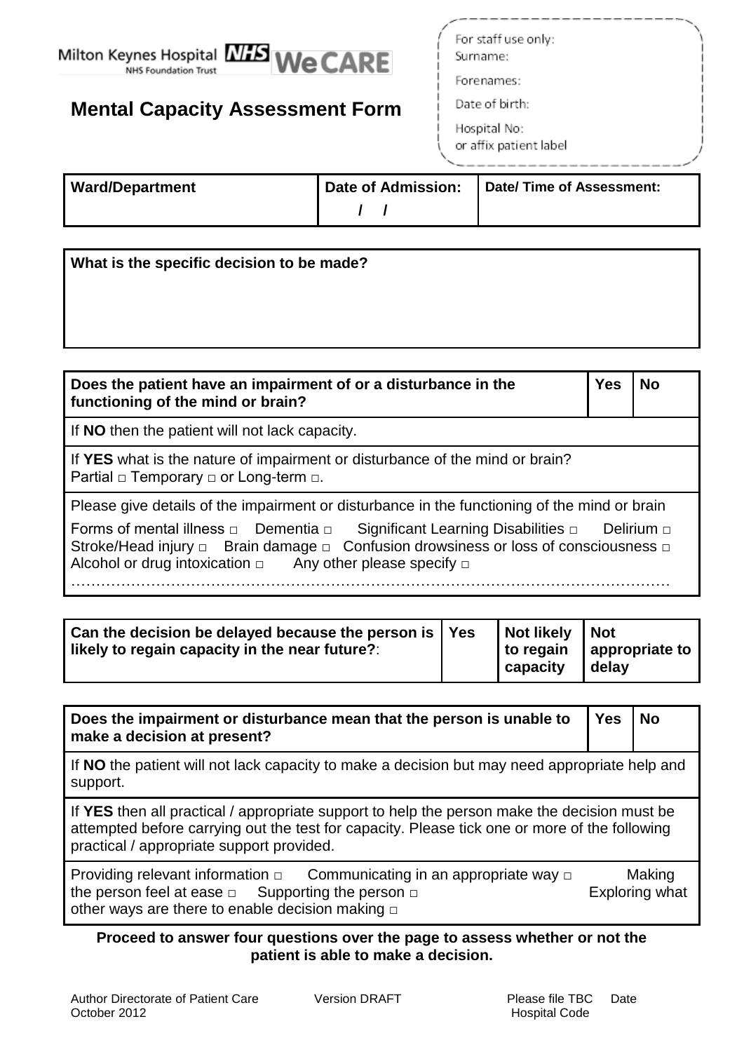Milton Keynes Hospital NHS Foundation Trust WeCARE

For staff use only:
Surname:
Forenames:
Date of birth:
Hospital No:
or affix patient label

# Mental Capacity Assessment Form

| Ward/Department | Date of Admission: / / | Date/ Time of Assessment: |
|---|---|---|

| What is the specific decision to be made? |
|---|
| |

| Does the patient have an impairment of or a disturbance in the functioning of the mind or brain? | Yes | No |
|---|---|---|
| If **NO** then the patient will not lack capacity. | | |
| If **YES** what is the nature of impairment or disturbance of the mind or brain? Partial □ Temporary □ or Long-term □. | | |
| Please give details of the impairment or disturbance in the functioning of the mind or brain<br>Forms of mental illness □ Dementia □ Significant Learning Disabilities □ Delirium □ Stroke/Head injury □ Brain damage □ Confusion drowsiness or loss of consciousness □ Alcohol or drug intoxication □ Any other please specify □<br>……………………………………………………………………………………………………… | | |

| Can the decision be delayed because the person is likely to regain capacity in the near future?: | Yes | Not likely to regain capacity | Not appropriate to delay |
|---|---|---|---|

| Does the impairment or disturbance mean that the person is unable to make a decision at present? | Yes | No |
|---|---|---|
| If **NO** the patient will not lack capacity to make a decision but may need appropriate help and support. | | |
| If **YES** then all practical / appropriate support to help the person make the decision must be attempted before carrying out the test for capacity. Please tick one or more of the following practical / appropriate support provided. | | |
| Providing relevant information □ Communicating in an appropriate way □ Making the person feel at ease □ Supporting the person □ Exploring what other ways are there to enable decision making □ | | |

**Proceed to answer four questions over the page to assess whether or not the patient is able to make a decision.**

Author Directorate of Patient Care Version DRAFT Please file TBC Date October 2012 Hospital Code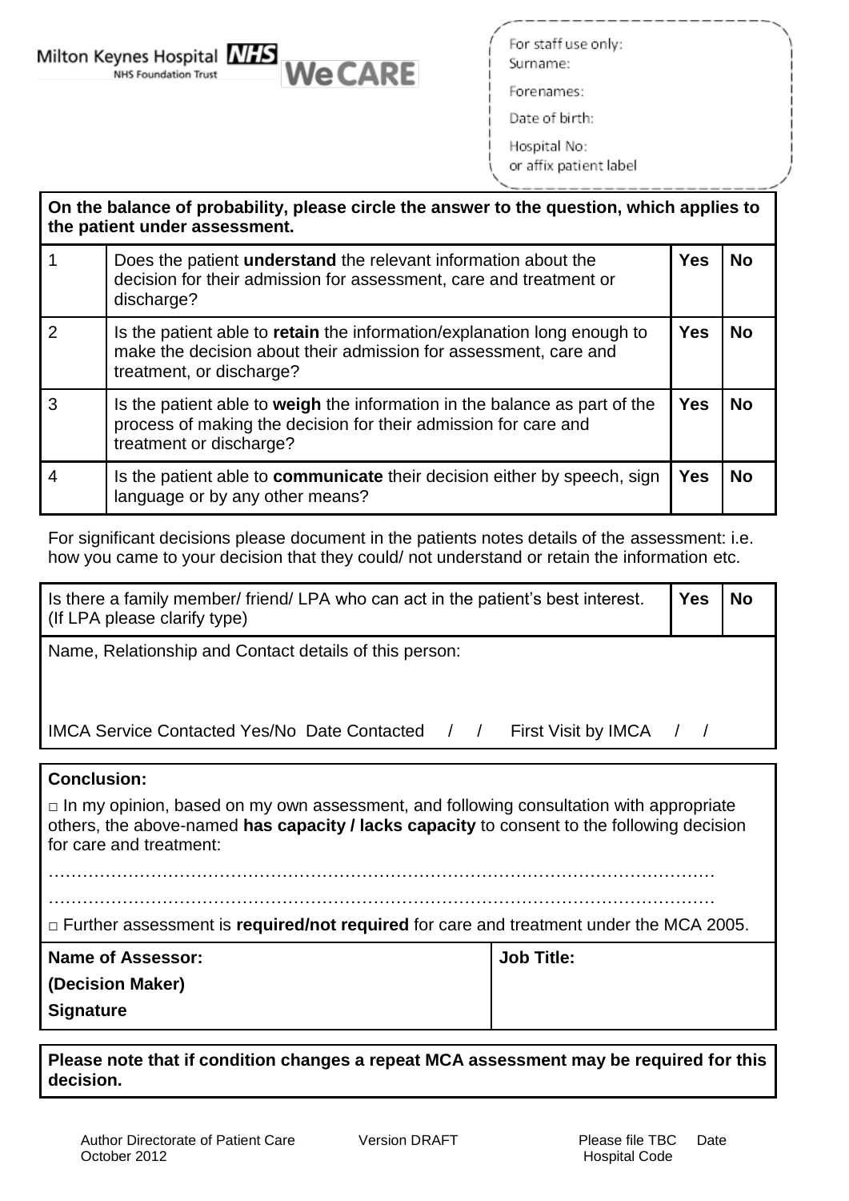Milton Keynes Hospital NHS
NHS Foundation Trust
We CARE

For staff use only:
Surname:
Forenames:
Date of birth:
Hospital No:
or affix patient label

**On the balance of probability, please circle the answer to the question, which applies to the patient under assessment.**

| | | | |
|---|---|---|---|
| 1 | Does the patient **understand** the relevant information about the decision for their admission for assessment, care and treatment or discharge? | **Yes** | **No** |
| 2 | Is the patient able to **retain** the information/explanation long enough to make the decision about their admission for assessment, care and treatment, or discharge? | **Yes** | **No** |
| 3 | Is the patient able to **weigh** the information in the balance as part of the process of making the decision for their admission for care and treatment or discharge? | **Yes** | **No** |
| 4 | Is the patient able to **communicate** their decision either by speech, sign language or by any other means? | **Yes** | **No** |

For significant decisions please document in the patients notes details of the assessment: i.e. how you came to your decision that they could/ not understand or retain the information etc.

| | | |
|---|---|---|
| Is there a family member/ friend/ LPA who can act in the patient's best interest. (If LPA please clarify type) | **Yes** | **No** |
| Name, Relationship and Contact details of this person: | | |
| IMCA Service Contacted Yes/No Date Contacted / / First Visit by IMCA / / | | |

**Conclusion:**

□ In my opinion, based on my own assessment, and following consultation with appropriate others, the above-named **has capacity / lacks capacity** to consent to the following decision for care and treatment:

……………………………………………………………………………………………………

……………………………………………………………………………………………………

□ Further assessment is **required/not required** for care and treatment under the MCA 2005.

| | |
|---|---|
| **Name of Assessor:** **(Decision Maker)** **Signature** | **Job Title:** |

**Please note that if condition changes a repeat MCA assessment may be required for this decision.**

Author Directorate of Patient Care October 2012 Version DRAFT Please file TBC Hospital Code Date